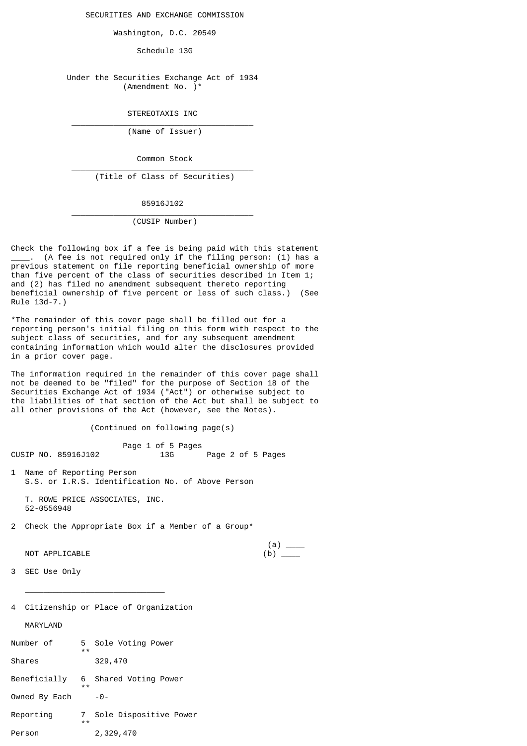SECURITIES AND EXCHANGE COMMISSION

Washington, D.C. 20549

Schedule 13G

Under the Securities Exchange Act of 1934
(Amendment No. )*

STEREOTAXIS INC
\_\_\_\_\_\_\_\_\_\_\_\_\_\_\_\_\_\_\_\_\_\_\_\_\_\_\_\_\_\_\_\_\_\_\_\_\_\_\_
(Name of Issuer)

Common Stock
\_\_\_\_\_\_\_\_\_\_\_\_\_\_\_\_\_\_\_\_\_\_\_\_\_\_\_\_\_\_\_\_\_\_\_\_\_\_\_
(Title of Class of Securities)

85916J102
\_\_\_\_\_\_\_\_\_\_\_\_\_\_\_\_\_\_\_\_\_\_\_\_\_\_\_\_\_\_\_\_\_\_\_\_\_\_\_
(CUSIP Number)

Check the following box if a fee is being paid with this statement ____. (A fee is not required only if the filing person: (1) has a previous statement on file reporting beneficial ownership of more than five percent of the class of securities described in Item 1; and (2) has filed no amendment subsequent thereto reporting beneficial ownership of five percent or less of such class.) (See Rule 13d-7.)

*The remainder of this cover page shall be filled out for a reporting person's initial filing on this form with respect to the subject class of securities, and for any subsequent amendment containing information which would alter the disclosures provided in a prior cover page.

The information required in the remainder of this cover page shall not be deemed to be "filed" for the purpose of Section 18 of the Securities Exchange Act of 1934 ("Act") or otherwise subject to the liabilities of that section of the Act but shall be subject to all other provisions of the Act (however, see the Notes).

(Continued on following page(s)

CUSIP NO. 85916J102 13G

1 Name of Reporting Person
S.S. or I.R.S. Identification No. of Above Person

T. ROWE PRICE ASSOCIATES, INC.
52-0556948

2 Check the Appropriate Box if a Member of a Group*

NOT APPLICABLE (a) ____ (b) ____

3 SEC Use Only

\_\_\_\_\_\_\_\_\_\_\_\_\_\_\_\_\_\_\_\_\_\_\_\_\_\_\_\_\_\_

4 Citizenship or Place of Organization

MARYLAND

| Number of Shares Beneficially Owned By Each Reporting Person | | |
|---|---|---|
| 5 ** | Sole Voting Power | 329,470 |
| 6 ** | Shared Voting Power | -0- |
| 7 ** | Sole Dispositive Power | 2,329,470 |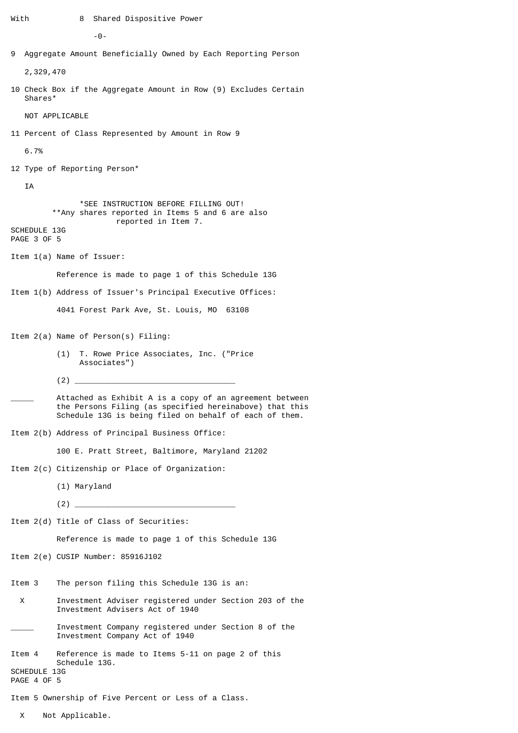With 8 Shared Dispositive Power

-0-

9 Aggregate Amount Beneficially Owned by Each Reporting Person

2,329,470

10 Check Box if the Aggregate Amount in Row (9) Excludes Certain Shares*

NOT APPLICABLE

11 Percent of Class Represented by Amount in Row 9

6.7%

12 Type of Reporting Person*

IA

*SEE INSTRUCTION BEFORE FILLING OUT!
**Any shares reported in Items 5 and 6 are also reported in Item 7.

SCHEDULE 13G
PAGE 3 OF 5

Item 1(a) Name of Issuer:

Reference is made to page 1 of this Schedule 13G

Item 1(b) Address of Issuer's Principal Executive Offices:

4041 Forest Park Ave, St. Louis, MO 63108

Item 2(a) Name of Person(s) Filing:

(1) T. Rowe Price Associates, Inc. ("Price Associates")

(2) ___________________________________

_____ Attached as Exhibit A is a copy of an agreement between the Persons Filing (as specified hereinabove) that this Schedule 13G is being filed on behalf of each of them.

Item 2(b) Address of Principal Business Office:

100 E. Pratt Street, Baltimore, Maryland 21202

Item 2(c) Citizenship or Place of Organization:

(1) Maryland

(2) ___________________________________

Item 2(d) Title of Class of Securities:

Reference is made to page 1 of this Schedule 13G

Item 2(e) CUSIP Number: 85916J102

Item 3 The person filing this Schedule 13G is an:

X Investment Adviser registered under Section 203 of the Investment Advisers Act of 1940

_____ Investment Company registered under Section 8 of the Investment Company Act of 1940

Item 4 Reference is made to Items 5-11 on page 2 of this Schedule 13G.

SCHEDULE 13G
PAGE 4 OF 5

Item 5 Ownership of Five Percent or Less of a Class.

X Not Applicable.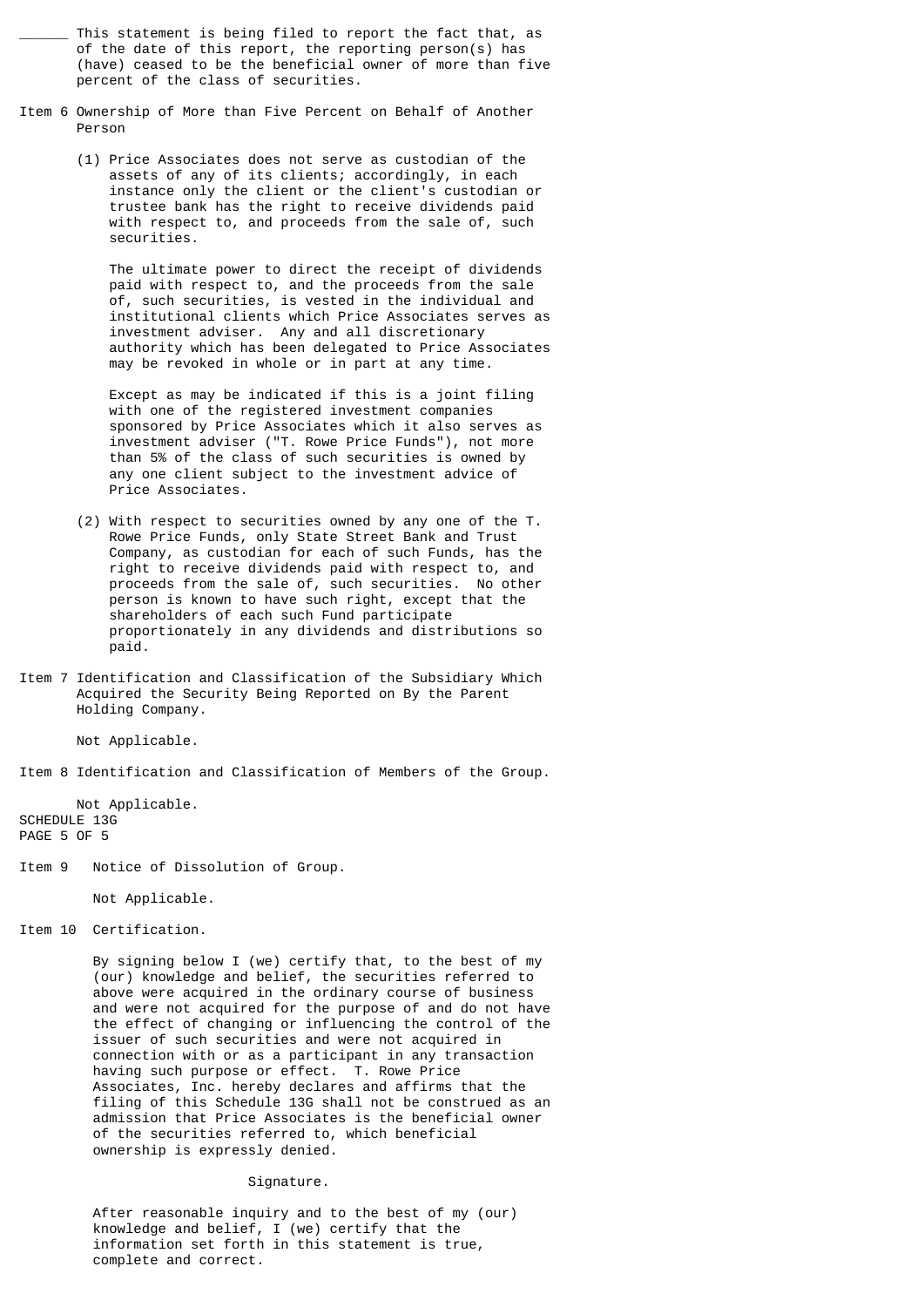\_\_\_\_\_\_ This statement is being filed to report the fact that, as of the date of this report, the reporting person(s) has (have) ceased to be the beneficial owner of more than five percent of the class of securities.

Item 6 Ownership of More than Five Percent on Behalf of Another Person

(1) Price Associates does not serve as custodian of the assets of any of its clients; accordingly, in each instance only the client or the client's custodian or trustee bank has the right to receive dividends paid with respect to, and proceeds from the sale of, such securities.

The ultimate power to direct the receipt of dividends paid with respect to, and the proceeds from the sale of, such securities, is vested in the individual and institutional clients which Price Associates serves as investment adviser. Any and all discretionary authority which has been delegated to Price Associates may be revoked in whole or in part at any time.

Except as may be indicated if this is a joint filing with one of the registered investment companies sponsored by Price Associates which it also serves as investment adviser ("T. Rowe Price Funds"), not more than 5% of the class of such securities is owned by any one client subject to the investment advice of Price Associates.

(2) With respect to securities owned by any one of the T. Rowe Price Funds, only State Street Bank and Trust Company, as custodian for each of such Funds, has the right to receive dividends paid with respect to, and proceeds from the sale of, such securities. No other person is known to have such right, except that the shareholders of each such Fund participate proportionately in any dividends and distributions so paid.

Item 7 Identification and Classification of the Subsidiary Which Acquired the Security Being Reported on By the Parent Holding Company.

Not Applicable.

Item 8 Identification and Classification of Members of the Group.

Not Applicable.

SCHEDULE 13G
PAGE 5 OF 5

Item 9 Notice of Dissolution of Group.

Not Applicable.

Item 10 Certification.

By signing below I (we) certify that, to the best of my (our) knowledge and belief, the securities referred to above were acquired in the ordinary course of business and were not acquired for the purpose of and do not have the effect of changing or influencing the control of the issuer of such securities and were not acquired in connection with or as a participant in any transaction having such purpose or effect. T. Rowe Price Associates, Inc. hereby declares and affirms that the filing of this Schedule 13G shall not be construed as an admission that Price Associates is the beneficial owner of the securities referred to, which beneficial ownership is expressly denied.

Signature.

After reasonable inquiry and to the best of my (our) knowledge and belief, I (we) certify that the information set forth in this statement is true, complete and correct.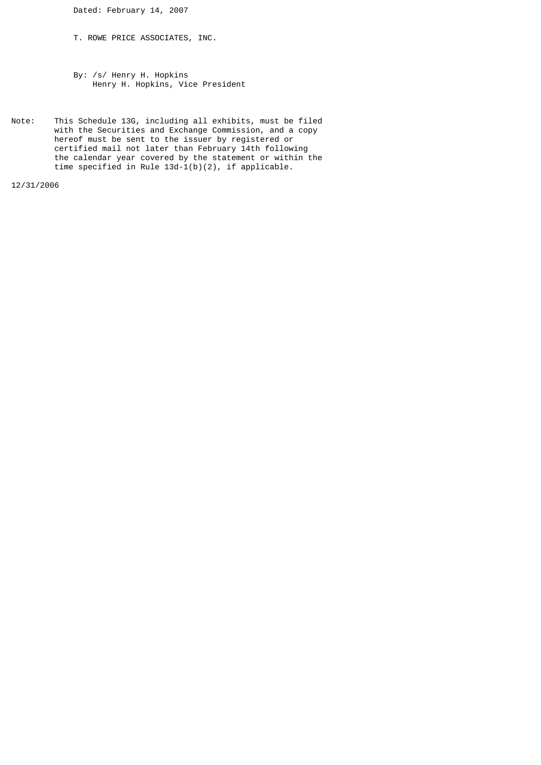Dated: February 14, 2007

T. ROWE PRICE ASSOCIATES, INC.

By: /s/ Henry H. Hopkins
Henry H. Hopkins, Vice President

Note: This Schedule 13G, including all exhibits, must be filed with the Securities and Exchange Commission, and a copy hereof must be sent to the issuer by registered or certified mail not later than February 14th following the calendar year covered by the statement or within the time specified in Rule 13d-1(b)(2), if applicable.

12/31/2006